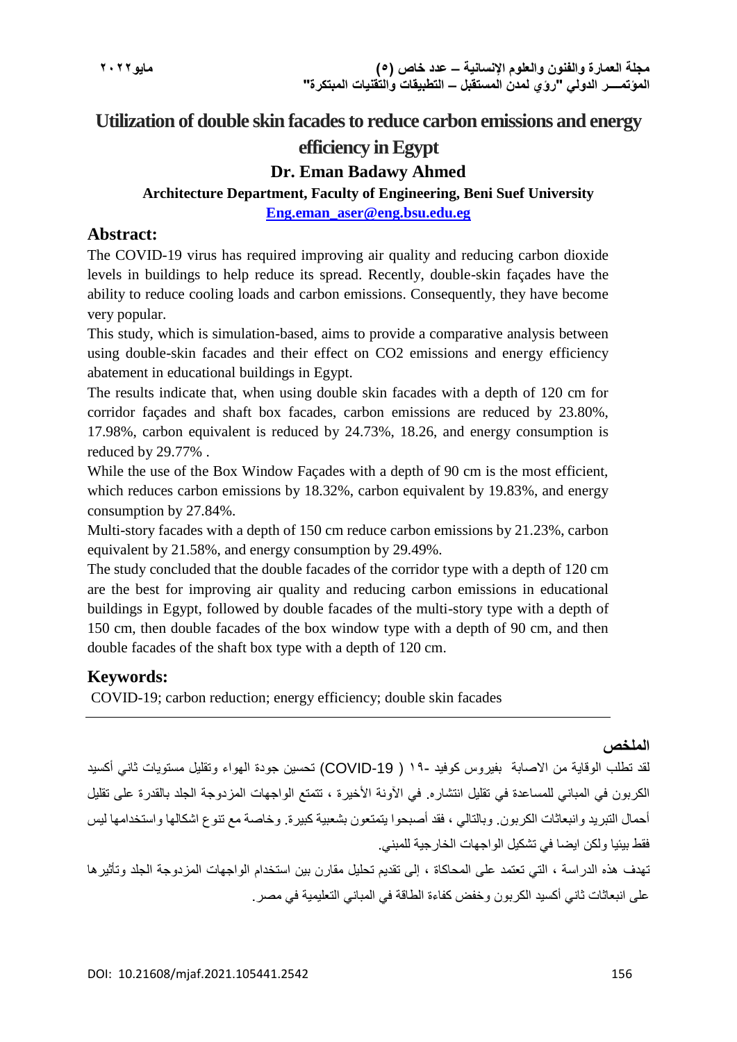# Utilization of double skin facades to reduce carbon emissions and energy efficiency in Egypt

**Dr. Eman Badawy Ahmed**

**Architecture Department, Faculty of Engineering, Beni Suef University**

**Eng.eman_aser@eng.bsu.edu.eg**

## Abstract:

The COVID-19 virus has required improving air quality and reducing carbon dioxide levels in buildings to help reduce its spread. Recently, double-skin façades have the ability to reduce cooling loads and carbon emissions. Consequently, they have become very popular.

This study, which is simulation-based, aims to provide a comparative analysis between using double-skin facades and their effect on CO2 emissions and energy efficiency abatement in educational buildings in Egypt.

The results indicate that, when using double skin facades with a depth of 120 cm for corridor façades and shaft box facades, carbon emissions are reduced by 23.80%, 17.98%, carbon equivalent is reduced by 24.73%, 18.26, and energy consumption is reduced by 29.77% .

While the use of the Box Window Façades with a depth of 90 cm is the most efficient, which reduces carbon emissions by 18.32%, carbon equivalent by 19.83%, and energy consumption by 27.84%.

Multi-story facades with a depth of 150 cm reduce carbon emissions by 21.23%, carbon equivalent by 21.58%, and energy consumption by 29.49%.

The study concluded that the double facades of the corridor type with a depth of 120 cm are the best for improving air quality and reducing carbon emissions in educational buildings in Egypt, followed by double facades of the multi-story type with a depth of 150 cm, then double facades of the box window type with a depth of 90 cm, and then double facades of the shaft box type with a depth of 120 cm.

## Keywords:

COVID-19; carbon reduction; energy efficiency; double skin facades

---

## الملخص

لقد تطلب الوقاية من الاصابة بفيروس كوفيد -١٩ ( COVID-19) تحسين جودة الهواء وتقليل مستويات ثاني أكسيد الكربون في المباني للمساعدة في تقليل انتشاره. في الآونة الأخيرة ، تتمتع الواجهات المزدوجة الجلد بالقدرة على تقليل أحمال التبريد وانبعاثات الكربون. وبالتالي ، فقد أصبحوا يتمتعون بشعبية كبيرة. وخاصة مع تنوع اشكالها واستخدامها ليس فقط بيئيا ولكن ايضا في تشكيل الواجهات الخارجية للمبني.

تهدف هذه الدراسة ، التي تعتمد على المحاكاة ، إلى تقديم تحليل مقارن بين استخدام الواجهات المزدوجة الجلد وتأثيرها على انبعاثات ثاني أكسيد الكربون وخفض كفاءة الطاقة في المباني التعليمية في مصر.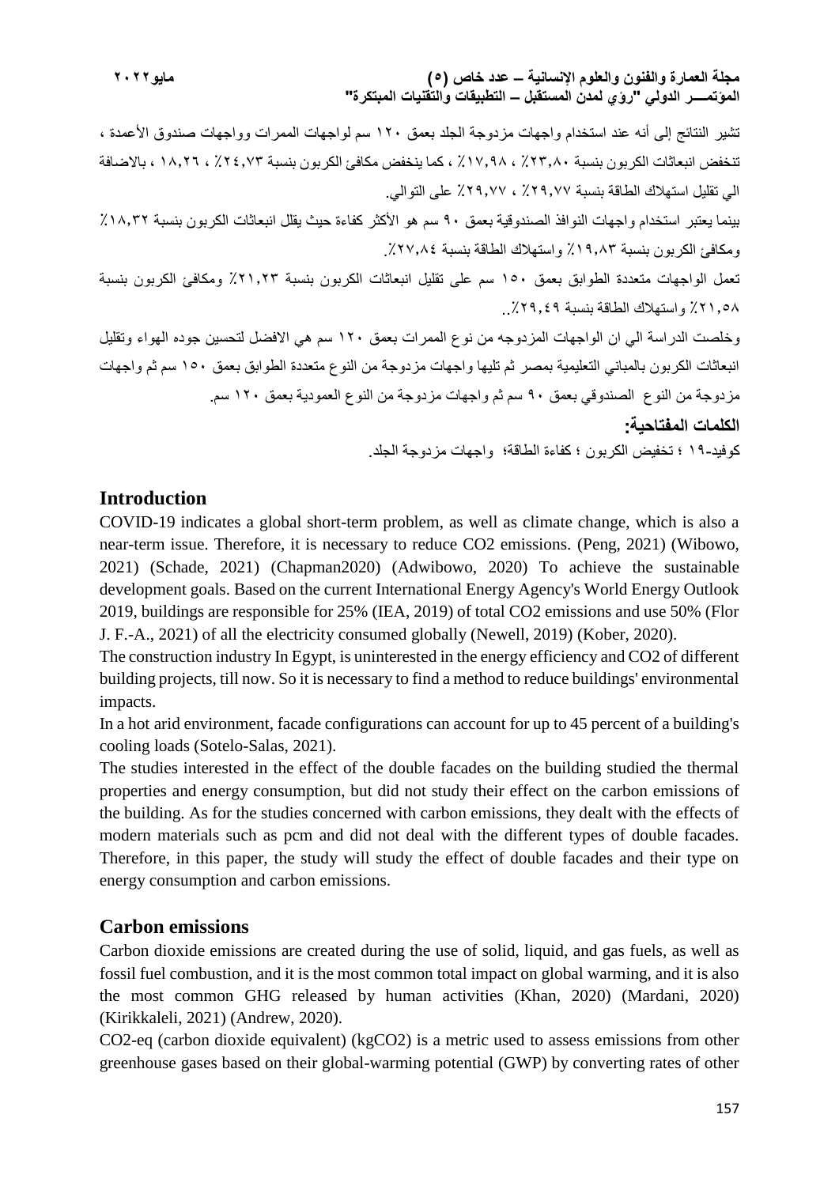تشير النتائج إلى أنه عند استخدام واجهات مزدوجة الجلد بعمق ١٢٠ سم لواجهات الممرات وواجهات صندوق الأعمدة ، تنخفض انبعاثات الكربون بنسبة ٢٣,٨٠٪ ، ١٧,٩٨٪ ، كما ينخفض مكافئ الكربون بنسبة ٢٤,٧٣٪ ، ١٨,٢٦ ، بالاضافة الي تقليل استهلاك الطاقة بنسبة ٢٩,٧٧٪ ، ٢٩,٧٧٪ على التوالي.

بينما يعتبر استخدام واجهات النوافذ الصندوقية بعمق ٩٠ سم هو الأكثر كفاءة حيث يقلل انبعاثات الكربون بنسبة ١٨,٣٢٪ ومكافئ الكربون بنسبة ١٩,٨٣٪ واستهلاك الطاقة بنسبة ٢٧,٨٤٪.

تعمل الواجهات متعددة الطوابق بعمق ١٥٠ سم على تقليل انبعاثات الكربون بنسبة ٢١,٢٣٪ ومكافئ الكربون بنسبة ٢١,٥٨٪ واستهلاك الطاقة بنسبة ٢٩,٤٩٪..

وخلصت الدراسة الي ان الواجهات المزدوجه من نوع الممرات بعمق ١٢٠ سم هي الافضل لتحسين جوده الهواء وتقليل انبعاثات الكربون بالمباني التعليمية بمصر ثم تليها واجهات مزدوجة من النوع متعددة الطوابق بعمق ١٥٠ سم ثم واجهات مزدوجة من النوع الصندوقي بعمق ٩٠ سم ثم واجهات مزدوجة من النوع العمودية بعمق ١٢٠ سم.

**الكلمات المفتاحية:**

كوفيد-١٩ ؛ تخفيض الكربون ؛ كفاءة الطاقة؛ واجهات مزدوجة الجلد.

## Introduction

COVID-19 indicates a global short-term problem, as well as climate change, which is also a near-term issue. Therefore, it is necessary to reduce CO2 emissions. (Peng, 2021) (Wibowo, 2021) (Schade, 2021) (Chapman2020) (Adwibowo, 2020) To achieve the sustainable development goals. Based on the current International Energy Agency's World Energy Outlook 2019, buildings are responsible for 25% (IEA, 2019) of total CO2 emissions and use 50% (Flor J. F.-A., 2021) of all the electricity consumed globally (Newell, 2019) (Kober, 2020).

The construction industry In Egypt, is uninterested in the energy efficiency and CO2 of different building projects, till now. So it is necessary to find a method to reduce buildings' environmental impacts.

In a hot arid environment, facade configurations can account for up to 45 percent of a building's cooling loads (Sotelo-Salas, 2021).

The studies interested in the effect of the double facades on the building studied the thermal properties and energy consumption, but did not study their effect on the carbon emissions of the building. As for the studies concerned with carbon emissions, they dealt with the effects of modern materials such as pcm and did not deal with the different types of double facades. Therefore, in this paper, the study will study the effect of double facades and their type on energy consumption and carbon emissions.

## Carbon emissions

Carbon dioxide emissions are created during the use of solid, liquid, and gas fuels, as well as fossil fuel combustion, and it is the most common total impact on global warming, and it is also the most common GHG released by human activities (Khan, 2020) (Mardani, 2020) (Kirikkaleli, 2021) (Andrew, 2020).

CO2-eq (carbon dioxide equivalent) (kgCO2) is a metric used to assess emissions from other greenhouse gases based on their global-warming potential (GWP) by converting rates of other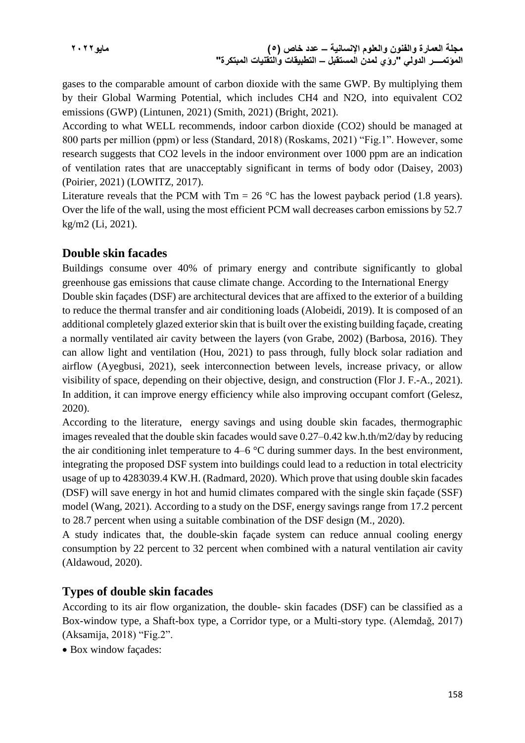gases to the comparable amount of carbon dioxide with the same GWP. By multiplying them by their Global Warming Potential, which includes $CH_4$ and $N_2O$, into equivalent $CO_2$ emissions (GWP) (Lintunen, 2021) (Smith, 2021) (Bright, 2021).

According to what WELL recommends, indoor carbon dioxide ($CO_2$) should be managed at 800 parts per million (ppm) or less (Standard, 2018) (Roskams, 2021) “Fig.1”. However, some research suggests that $CO_2$ levels in the indoor environment over 1000 ppm are an indication of ventilation rates that are unacceptably significant in terms of body odor (Daisey, 2003) (Poirier, 2021) (LOWITZ, 2017).

Literature reveals that the PCM with $T_m = 26$ °C has the lowest payback period (1.8 years). Over the life of the wall, using the most efficient PCM wall decreases carbon emissions by 52.7 kg/m2 (Li, 2021).

## Double skin facades

Buildings consume over 40% of primary energy and contribute significantly to global greenhouse gas emissions that cause climate change. According to the International Energy

Double skin façades (DSF) are architectural devices that are affixed to the exterior of a building to reduce the thermal transfer and air conditioning loads (Alobeidi, 2019). It is composed of an additional completely glazed exterior skin that is built over the existing building façade, creating a normally ventilated air cavity between the layers (von Grabe, 2002) (Barbosa, 2016). They can allow light and ventilation (Hou, 2021) to pass through, fully block solar radiation and airflow (Ayegbusi, 2021), seek interconnection between levels, increase privacy, or allow visibility of space, depending on their objective, design, and construction (Flor J. F.-A., 2021). In addition, it can improve energy efficiency while also improving occupant comfort (Gelesz, 2020).

According to the literature, energy savings and using double skin facades, thermographic images revealed that the double skin facades would save 0.27–0.42 kw.h.th/m2/day by reducing the air conditioning inlet temperature to 4–6 °C during summer days. In the best environment, integrating the proposed DSF system into buildings could lead to a reduction in total electricity usage of up to 4283039.4 KW.H. (Radmard, 2020). Which prove that using double skin facades (DSF) will save energy in hot and humid climates compared with the single skin façade (SSF) model (Wang, 2021). According to a study on the DSF, energy savings range from 17.2 percent to 28.7 percent when using a suitable combination of the DSF design (M., 2020).

A study indicates that, the double-skin façade system can reduce annual cooling energy consumption by 22 percent to 32 percent when combined with a natural ventilation air cavity (Aldawoud, 2020).

## Types of double skin facades

According to its air flow organization, the double- skin facades (DSF) can be classified as a Box-window type, a Shaft-box type, a Corridor type, or a Multi-story type. (Alemdağ, 2017) (Aksamija, 2018) “Fig.2”.

- Box window façades: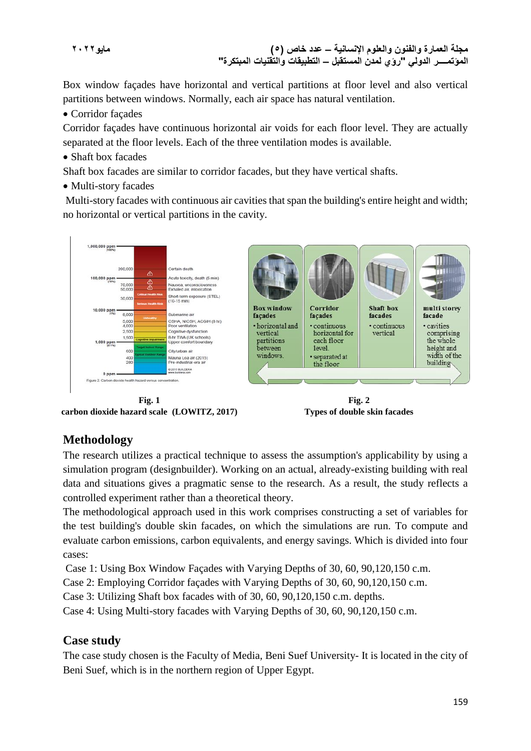Box window façades have horizontal and vertical partitions at floor level and also vertical partitions between windows. Normally, each air space has natural ventilation.

- Corridor façades

Corridor façades have continuous horizontal air voids for each floor level. They are actually separated at the floor levels. Each of the three ventilation modes is available.

- Shaft box facades

Shaft box facades are similar to corridor facades, but they have vertical shafts.

- Multi-story facades

Multi-story facades with continuous air cavities that span the building's entire height and width; no horizontal or vertical partitions in the cavity.

**Fig. 1**
**carbon dioxide hazard scale (LOWITZ, 2017)**

**Fig. 2**
**Types of double skin facades**

## Methodology

The research utilizes a practical technique to assess the assumption's applicability by using a simulation program (designbuilder). Working on an actual, already-existing building with real data and situations gives a pragmatic sense to the research. As a result, the study reflects a controlled experiment rather than a theoretical theory.

The methodological approach used in this work comprises constructing a set of variables for the test building's double skin facades, on which the simulations are run. To compute and evaluate carbon emissions, carbon equivalents, and energy savings. Which is divided into four cases:

Case 1: Using Box Window Façades with Varying Depths of 30, 60, 90,120,150 c.m.

Case 2: Employing Corridor façades with Varying Depths of 30, 60, 90,120,150 c.m.

Case 3: Utilizing Shaft box facades with of 30, 60, 90,120,150 c.m. depths.

Case 4: Using Multi-story facades with Varying Depths of 30, 60, 90,120,150 c.m.

## Case study

The case study chosen is the Faculty of Media, Beni Suef University- It is located in the city of Beni Suef, which is in the northern region of Upper Egypt.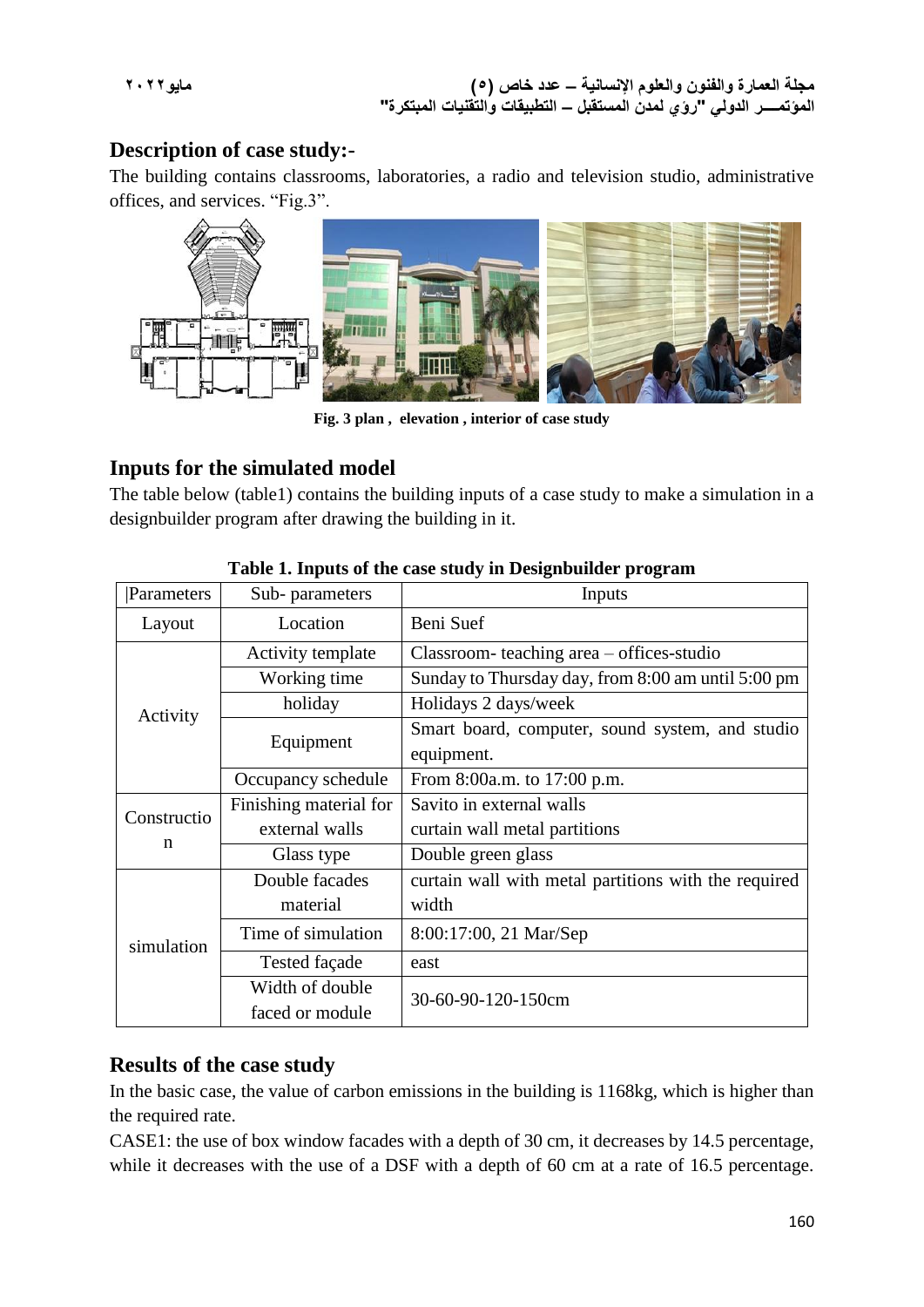## Description of case study:-

The building contains classrooms, laboratories, a radio and television studio, administrative offices, and services. "Fig.3".

**Fig. 3 plan , elevation , interior of case study**

## Inputs for the simulated model

The table below (table1) contains the building inputs of a case study to make a simulation in a designbuilder program after drawing the building in it.

**Table 1. Inputs of the case study in Designbuilder program**

| Parameters | Sub- parameters | Inputs |
|---|---|---|
| Layout | Location | Beni Suef |
| Activity | Activity template | Classroom- teaching area – offices-studio |
| | Working time | Sunday to Thursday day, from 8:00 am until 5:00 pm |
| | holiday | Holidays 2 days/week |
| | Equipment | Smart board, computer, sound system, and studio equipment. |
| | Occupancy schedule | From 8:00a.m. to 17:00 p.m. |
| Construction | Finishing material for external walls | Savito in external walls<br>curtain wall metal partitions |
| | Glass type | Double green glass |
| simulation | Double facades material | curtain wall with metal partitions with the required width |
| | Time of simulation | 8:00:17:00, 21 Mar/Sep |
| | Tested façade | east |
| | Width of double faced or module | 30-60-90-120-150cm |

## Results of the case study

In the basic case, the value of carbon emissions in the building is 1168kg, which is higher than the required rate.

CASE1: the use of box window facades with a depth of 30 cm, it decreases by 14.5 percentage, while it decreases with the use of a DSF with a depth of 60 cm at a rate of 16.5 percentage.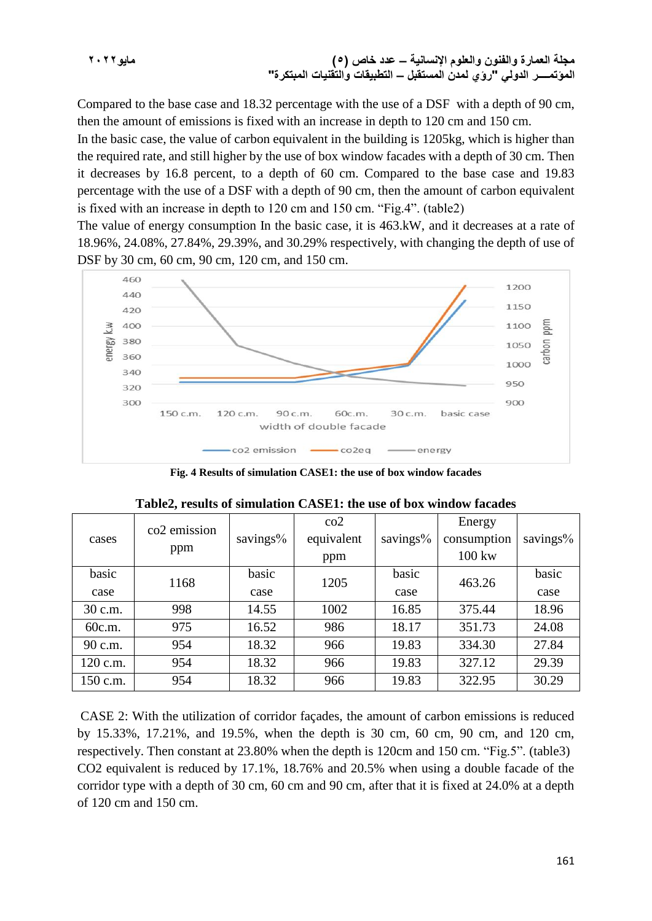Compared to the base case and 18.32 percentage with the use of a DSF with a depth of 90 cm, then the amount of emissions is fixed with an increase in depth to 120 cm and 150 cm.

In the basic case, the value of carbon equivalent in the building is 1205kg, which is higher than the required rate, and still higher by the use of box window facades with a depth of 30 cm. Then it decreases by 16.8 percent, to a depth of 60 cm. Compared to the base case and 19.83 percentage with the use of a DSF with a depth of 90 cm, then the amount of carbon equivalent is fixed with an increase in depth to 120 cm and 150 cm. “Fig.4”. (table2)

The value of energy consumption In the basic case, it is 463.kW, and it decreases at a rate of 18.96%, 24.08%, 27.84%, 29.39%, and 30.29% respectively, with changing the depth of use of DSF by 30 cm, 60 cm, 90 cm, 120 cm, and 150 cm.

**Fig. 4 Results of simulation CASE1: the use of box window facades**

**Table2, results of simulation CASE1: the use of box window facades**

| cases | co2 emission ppm | savings% | co2 equivalent ppm | savings% | Energy consumption 100 kw | savings% |
|---|---|---|---|---|---|---|
| basic case | 1168 | basic case | 1205 | basic case | 463.26 | basic case |
| 30 c.m. | 998 | 14.55 | 1002 | 16.85 | 375.44 | 18.96 |
| 60c.m. | 975 | 16.52 | 986 | 18.17 | 351.73 | 24.08 |
| 90 c.m. | 954 | 18.32 | 966 | 19.83 | 334.30 | 27.84 |
| 120 c.m. | 954 | 18.32 | 966 | 19.83 | 327.12 | 29.39 |
| 150 c.m. | 954 | 18.32 | 966 | 19.83 | 322.95 | 30.29 |

CASE 2: With the utilization of corridor façades, the amount of carbon emissions is reduced by 15.33%, 17.21%, and 19.5%, when the depth is 30 cm, 60 cm, 90 cm, and 120 cm, respectively. Then constant at 23.80% when the depth is 120cm and 150 cm. “Fig.5”. (table3)

CO2 equivalent is reduced by 17.1%, 18.76% and 20.5% when using a double facade of the corridor type with a depth of 30 cm, 60 cm and 90 cm, after that it is fixed at 24.0% at a depth of 120 cm and 150 cm.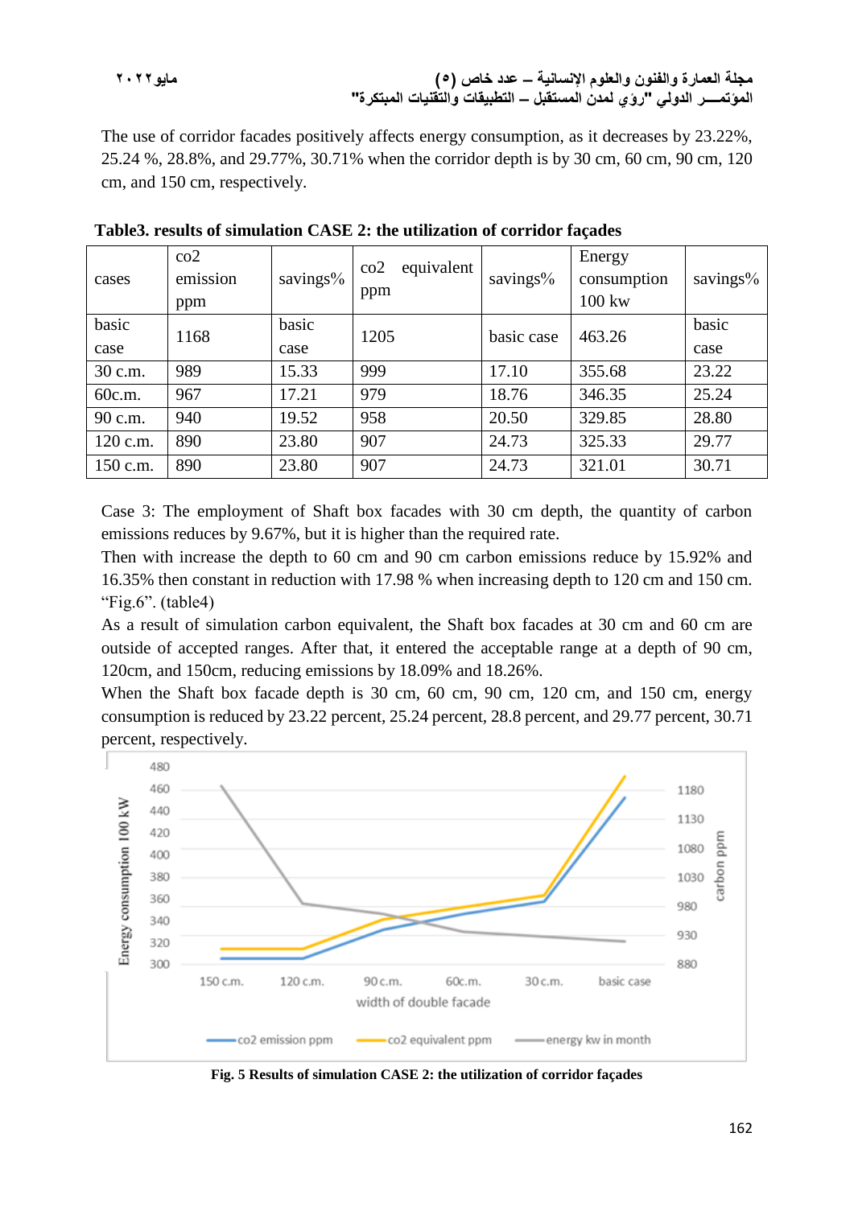The use of corridor facades positively affects energy consumption, as it decreases by 23.22%, 25.24 %, 28.8%, and 29.77%, 30.71% when the corridor depth is by 30 cm, 60 cm, 90 cm, 120 cm, and 150 cm, respectively.

**Table3. results of simulation CASE 2: the utilization of corridor façades**

| cases | co2 emission ppm | savings% | co2 equivalent ppm | savings% | Energy consumption 100 kw | savings% |
|---|---|---|---|---|---|---|
| basic case | 1168 | basic case | 1205 | basic case | 463.26 | basic case |
| 30 c.m. | 989 | 15.33 | 999 | 17.10 | 355.68 | 23.22 |
| 60c.m. | 967 | 17.21 | 979 | 18.76 | 346.35 | 25.24 |
| 90 c.m. | 940 | 19.52 | 958 | 20.50 | 329.85 | 28.80 |
| 120 c.m. | 890 | 23.80 | 907 | 24.73 | 325.33 | 29.77 |
| 150 c.m. | 890 | 23.80 | 907 | 24.73 | 321.01 | 30.71 |

Case 3: The employment of Shaft box facades with 30 cm depth, the quantity of carbon emissions reduces by 9.67%, but it is higher than the required rate.

Then with increase the depth to 60 cm and 90 cm carbon emissions reduce by 15.92% and 16.35% then constant in reduction with 17.98 % when increasing depth to 120 cm and 150 cm. "Fig.6". (table4)

As a result of simulation carbon equivalent, the Shaft box facades at 30 cm and 60 cm are outside of accepted ranges. After that, it entered the acceptable range at a depth of 90 cm, 120cm, and 150cm, reducing emissions by 18.09% and 18.26%.

When the Shaft box facade depth is 30 cm, 60 cm, 90 cm, 120 cm, and 150 cm, energy consumption is reduced by 23.22 percent, 25.24 percent, 28.8 percent, and 29.77 percent, 30.71 percent, respectively.

**Fig. 5 Results of simulation CASE 2: the utilization of corridor façades**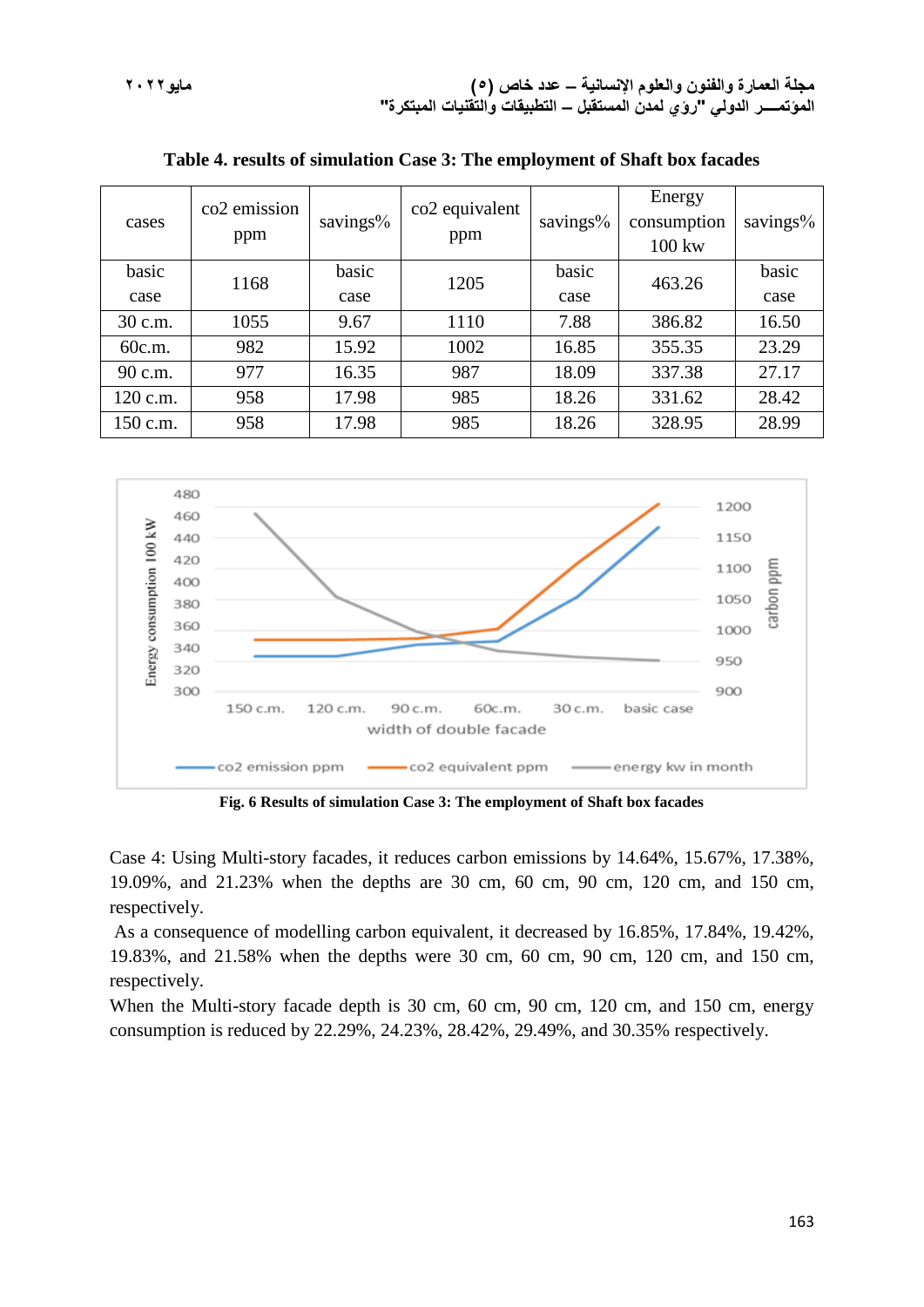**Table 4. results of simulation Case 3: The employment of Shaft box facades**

| cases | co2 emission ppm | savings% | co2 equivalent ppm | savings% | Energy consumption 100 kw | savings% |
|---|---|---|---|---|---|---|
| basic case | 1168 | basic case | 1205 | basic case | 463.26 | basic case |
| 30 c.m. | 1055 | 9.67 | 1110 | 7.88 | 386.82 | 16.50 |
| 60c.m. | 982 | 15.92 | 1002 | 16.85 | 355.35 | 23.29 |
| 90 c.m. | 977 | 16.35 | 987 | 18.09 | 337.38 | 27.17 |
| 120 c.m. | 958 | 17.98 | 985 | 18.26 | 331.62 | 28.42 |
| 150 c.m. | 958 | 17.98 | 985 | 18.26 | 328.95 | 28.99 |

**Fig. 6 Results of simulation Case 3: The employment of Shaft box facades**

Case 4: Using Multi-story facades, it reduces carbon emissions by 14.64%, 15.67%, 17.38%, 19.09%, and 21.23% when the depths are 30 cm, 60 cm, 90 cm, 120 cm, and 150 cm, respectively.

As a consequence of modelling carbon equivalent, it decreased by 16.85%, 17.84%, 19.42%, 19.83%, and 21.58% when the depths were 30 cm, 60 cm, 90 cm, 120 cm, and 150 cm, respectively.

When the Multi-story facade depth is 30 cm, 60 cm, 90 cm, 120 cm, and 150 cm, energy consumption is reduced by 22.29%, 24.23%, 28.42%, 29.49%, and 30.35% respectively.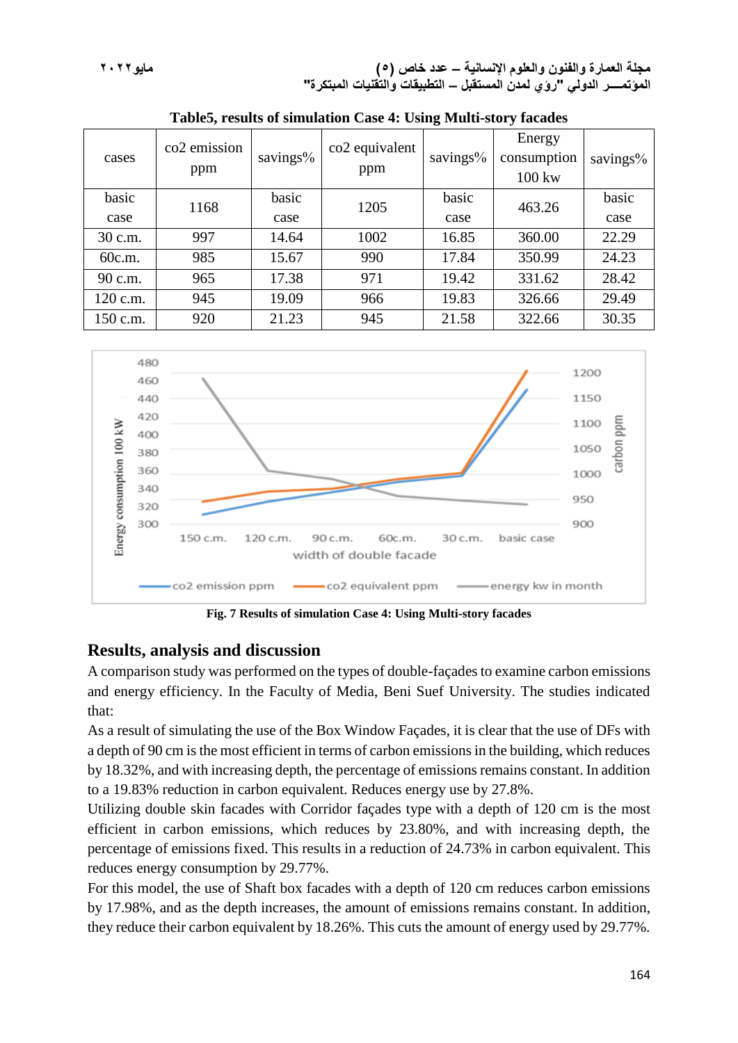Table5, results of simulation Case 4: Using Multi-story facades

| cases | co2 emission ppm | savings% | co2 equivalent ppm | savings% | Energy consumption 100 kw | savings% |
|---|---|---|---|---|---|---|
| basic case | 1168 | basic case | 1205 | basic case | 463.26 | basic case |
| 30 c.m. | 997 | 14.64 | 1002 | 16.85 | 360.00 | 22.29 |
| 60c.m. | 985 | 15.67 | 990 | 17.84 | 350.99 | 24.23 |
| 90 c.m. | 965 | 17.38 | 971 | 19.42 | 331.62 | 28.42 |
| 120 c.m. | 945 | 19.09 | 966 | 19.83 | 326.66 | 29.49 |
| 150 c.m. | 920 | 21.23 | 945 | 21.58 | 322.66 | 30.35 |

Fig. 7 Results of simulation Case 4: Using Multi-story facades

## Results, analysis and discussion

A comparison study was performed on the types of double-façades to examine carbon emissions and energy efficiency. In the Faculty of Media, Beni Suef University. The studies indicated that:

As a result of simulating the use of the Box Window Façades, it is clear that the use of DFs with a depth of 90 cm is the most efficient in terms of carbon emissions in the building, which reduces by 18.32%, and with increasing depth, the percentage of emissions remains constant. In addition to a 19.83% reduction in carbon equivalent. Reduces energy use by 27.8%.

Utilizing double skin facades with Corridor façades type with a depth of 120 cm is the most efficient in carbon emissions, which reduces by 23.80%, and with increasing depth, the percentage of emissions fixed. This results in a reduction of 24.73% in carbon equivalent. This reduces energy consumption by 29.77%.

For this model, the use of Shaft box facades with a depth of 120 cm reduces carbon emissions by 17.98%, and as the depth increases, the amount of emissions remains constant. In addition, they reduce their carbon equivalent by 18.26%. This cuts the amount of energy used by 29.77%.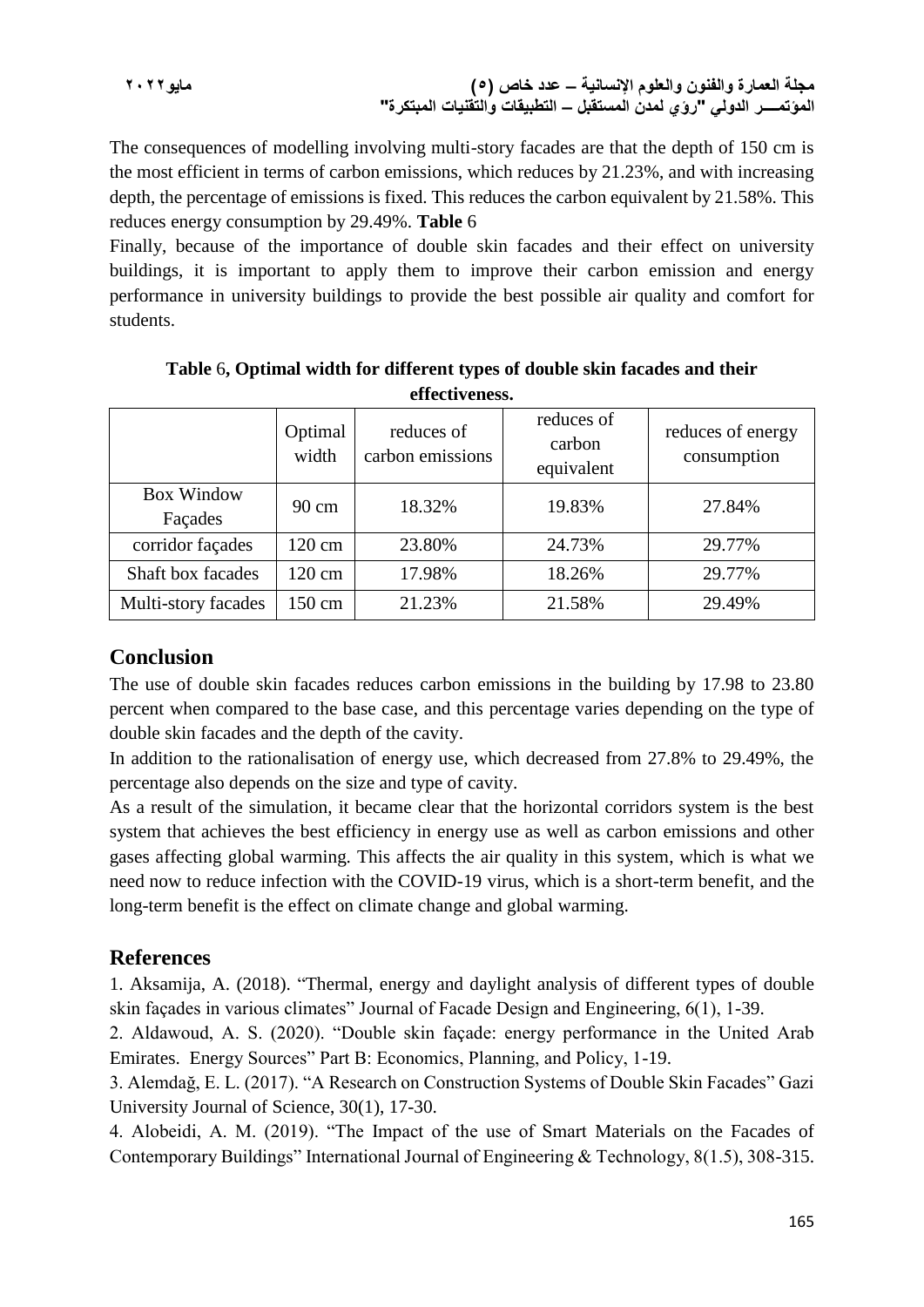The consequences of modelling involving multi-story facades are that the depth of 150 cm is the most efficient in terms of carbon emissions, which reduces by 21.23%, and with increasing depth, the percentage of emissions is fixed. This reduces the carbon equivalent by 21.58%. This reduces energy consumption by 29.49%. **Table** 6

Finally, because of the importance of double skin facades and their effect on university buildings, it is important to apply them to improve their carbon emission and energy performance in university buildings to provide the best possible air quality and comfort for students.

**Table** 6**, Optimal width for different types of double skin facades and their effectiveness.**

| | Optimal width | reduces of carbon emissions | reduces of carbon equivalent | reduces of energy consumption |
|---|---|---|---|---|
| Box Window Façades | 90 cm | 18.32% | 19.83% | 27.84% |
| corridor façades | 120 cm | 23.80% | 24.73% | 29.77% |
| Shaft box facades | 120 cm | 17.98% | 18.26% | 29.77% |
| Multi-story facades | 150 cm | 21.23% | 21.58% | 29.49% |

## Conclusion

The use of double skin facades reduces carbon emissions in the building by 17.98 to 23.80 percent when compared to the base case, and this percentage varies depending on the type of double skin facades and the depth of the cavity.

In addition to the rationalisation of energy use, which decreased from 27.8% to 29.49%, the percentage also depends on the size and type of cavity.

As a result of the simulation, it became clear that the horizontal corridors system is the best system that achieves the best efficiency in energy use as well as carbon emissions and other gases affecting global warming. This affects the air quality in this system, which is what we need now to reduce infection with the COVID-19 virus, which is a short-term benefit, and the long-term benefit is the effect on climate change and global warming.

## References

1. Aksamija, A. (2018). "Thermal, energy and daylight analysis of different types of double skin façades in various climates" Journal of Facade Design and Engineering, 6(1), 1-39.
2. Aldawoud, A. S. (2020). "Double skin façade: energy performance in the United Arab Emirates. Energy Sources" Part B: Economics, Planning, and Policy, 1-19.
3. Alemdağ, E. L. (2017). "A Research on Construction Systems of Double Skin Facades" Gazi University Journal of Science, 30(1), 17-30.
4. Alobeidi, A. M. (2019). "The Impact of the use of Smart Materials on the Facades of Contemporary Buildings" International Journal of Engineering & Technology, 8(1.5), 308-315.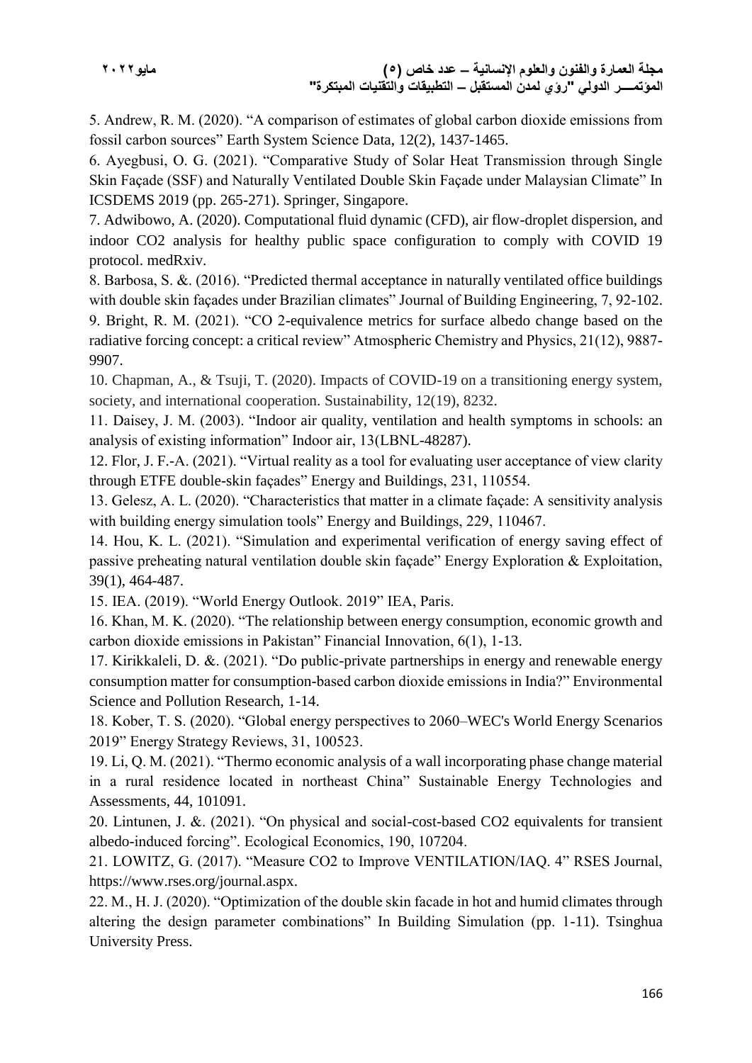5. Andrew, R. M. (2020). “A comparison of estimates of global carbon dioxide emissions from fossil carbon sources” Earth System Science Data, 12(2), 1437-1465.

6. Ayegbusi, O. G. (2021). “Comparative Study of Solar Heat Transmission through Single Skin Façade (SSF) and Naturally Ventilated Double Skin Façade under Malaysian Climate” In ICSDEMS 2019 (pp. 265-271). Springer, Singapore.

7. Adwibowo, A. (2020). Computational fluid dynamic (CFD), air flow-droplet dispersion, and indoor CO2 analysis for healthy public space configuration to comply with COVID 19 protocol. medRxiv.

8. Barbosa, S. &. (2016). “Predicted thermal acceptance in naturally ventilated office buildings with double skin façades under Brazilian climates” Journal of Building Engineering, 7, 92-102.

9. Bright, R. M. (2021). “CO 2-equivalence metrics for surface albedo change based on the radiative forcing concept: a critical review” Atmospheric Chemistry and Physics, 21(12), 9887-9907.

10. Chapman, A., & Tsuji, T. (2020). Impacts of COVID-19 on a transitioning energy system, society, and international cooperation. Sustainability, 12(19), 8232.

11. Daisey, J. M. (2003). “Indoor air quality, ventilation and health symptoms in schools: an analysis of existing information” Indoor air, 13(LBNL-48287).

12. Flor, J. F.-A. (2021). “Virtual reality as a tool for evaluating user acceptance of view clarity through ETFE double-skin façades” Energy and Buildings, 231, 110554.

13. Gelesz, A. L. (2020). “Characteristics that matter in a climate façade: A sensitivity analysis with building energy simulation tools” Energy and Buildings, 229, 110467.

14. Hou, K. L. (2021). “Simulation and experimental verification of energy saving effect of passive preheating natural ventilation double skin façade” Energy Exploration & Exploitation, 39(1), 464-487.

15. IEA. (2019). “World Energy Outlook. 2019” IEA, Paris.

16. Khan, M. K. (2020). “The relationship between energy consumption, economic growth and carbon dioxide emissions in Pakistan” Financial Innovation, 6(1), 1-13.

17. Kirikkaleli, D. &. (2021). “Do public-private partnerships in energy and renewable energy consumption matter for consumption-based carbon dioxide emissions in India?” Environmental Science and Pollution Research, 1-14.

18. Kober, T. S. (2020). “Global energy perspectives to 2060–WEC's World Energy Scenarios 2019” Energy Strategy Reviews, 31, 100523.

19. Li, Q. M. (2021). “Thermo economic analysis of a wall incorporating phase change material in a rural residence located in northeast China” Sustainable Energy Technologies and Assessments, 44, 101091.

20. Lintunen, J. &. (2021). “On physical and social-cost-based CO2 equivalents for transient albedo-induced forcing”. Ecological Economics, 190, 107204.

21. LOWITZ, G. (2017). “Measure CO2 to Improve VENTILATION/IAQ. 4” RSES Journal, https://www.rses.org/journal.aspx.

22. M., H. J. (2020). “Optimization of the double skin facade in hot and humid climates through altering the design parameter combinations” In Building Simulation (pp. 1-11). Tsinghua University Press.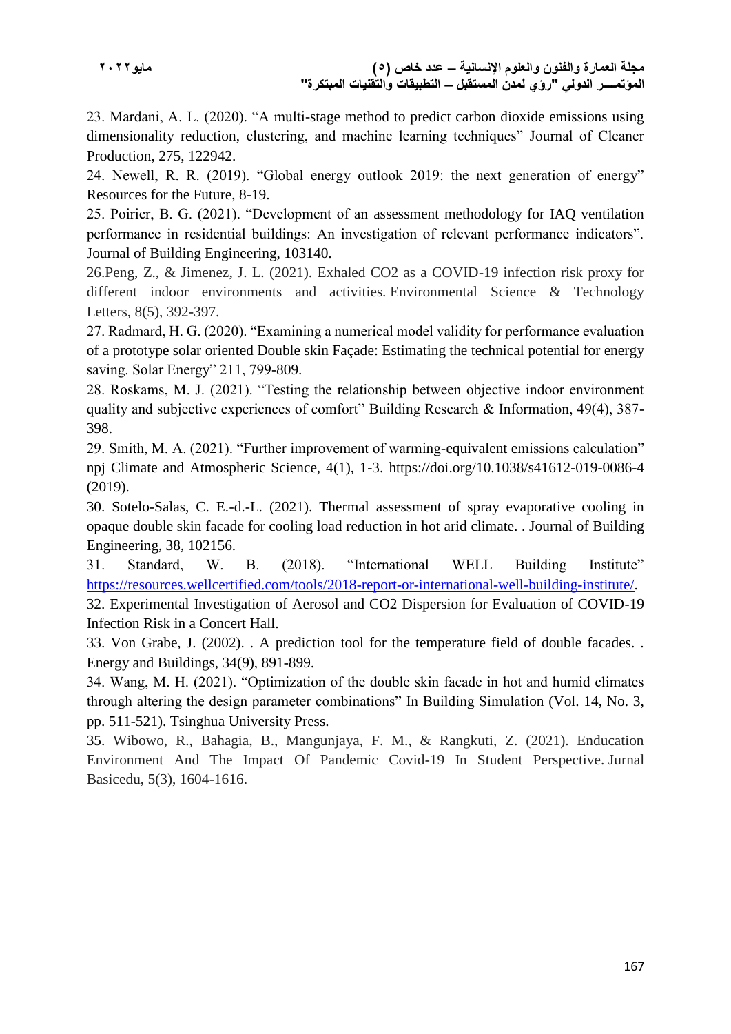23. Mardani, A. L. (2020). “A multi-stage method to predict carbon dioxide emissions using dimensionality reduction, clustering, and machine learning techniques” Journal of Cleaner Production, 275, 122942.

24. Newell, R. R. (2019). “Global energy outlook 2019: the next generation of energy” Resources for the Future, 8-19.

25. Poirier, B. G. (2021). “Development of an assessment methodology for IAQ ventilation performance in residential buildings: An investigation of relevant performance indicators”. Journal of Building Engineering, 103140.

26.Peng, Z., & Jimenez, J. L. (2021). Exhaled CO2 as a COVID-19 infection risk proxy for different indoor environments and activities. Environmental Science & Technology Letters, 8(5), 392-397.

27. Radmard, H. G. (2020). “Examining a numerical model validity for performance evaluation of a prototype solar oriented Double skin Façade: Estimating the technical potential for energy saving. Solar Energy” 211, 799-809.

28. Roskams, M. J. (2021). “Testing the relationship between objective indoor environment quality and subjective experiences of comfort” Building Research & Information, 49(4), 387-398.

29. Smith, M. A. (2021). “Further improvement of warming-equivalent emissions calculation” npj Climate and Atmospheric Science, 4(1), 1-3. https://doi.org/10.1038/s41612-019-0086-4 (2019).

30. Sotelo-Salas, C. E.-d.-L. (2021). Thermal assessment of spray evaporative cooling in opaque double skin facade for cooling load reduction in hot arid climate. . Journal of Building Engineering, 38, 102156.

31. Standard, W. B. (2018). “International WELL Building Institute” https://resources.wellcertified.com/tools/2018-report-or-international-well-building-institute/.

32. Experimental Investigation of Aerosol and CO2 Dispersion for Evaluation of COVID-19 Infection Risk in a Concert Hall.

33. Von Grabe, J. (2002). . A prediction tool for the temperature field of double facades. . Energy and Buildings, 34(9), 891-899.

34. Wang, M. H. (2021). “Optimization of the double skin facade in hot and humid climates through altering the design parameter combinations” In Building Simulation (Vol. 14, No. 3, pp. 511-521). Tsinghua University Press.

35. Wibowo, R., Bahagia, B., Mangunjaya, F. M., & Rangkuti, Z. (2021). Enducation Environment And The Impact Of Pandemic Covid-19 In Student Perspective. Jurnal Basicedu, 5(3), 1604-1616.